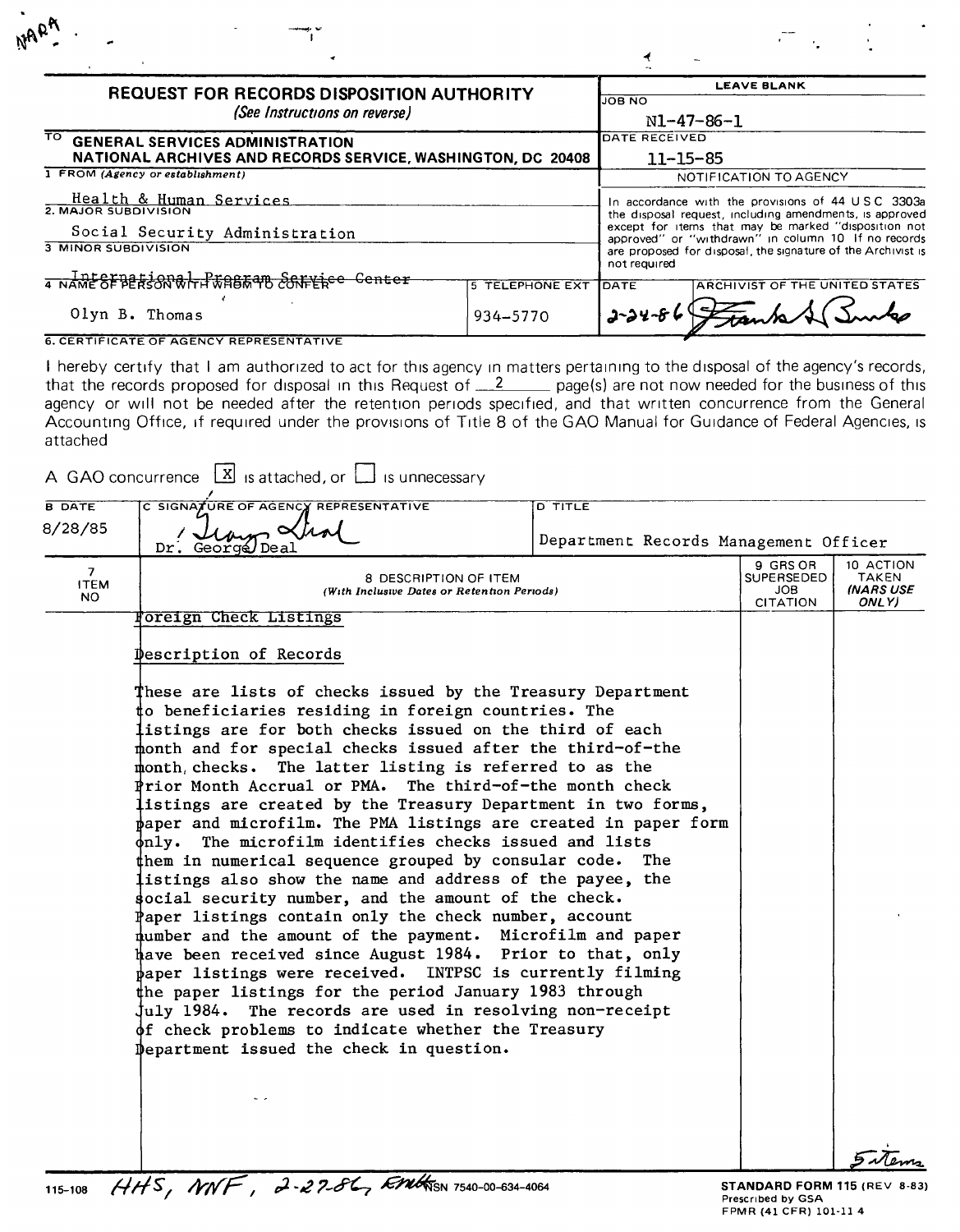NARA

# REQUEST FOR RECORDS DISPOSITION AUTHORITY

*(See Instructions on reverse)*

| | LEAVE BLANK |
|---|---|
| TO **GENERAL SERVICES ADMINISTRATION NATIONAL ARCHIVES AND RECORDS SERVICE, WASHINGTON, DC 20408** | JOB NO N1-47-86-1 |
| 1 FROM (Agency or establishment) Health & Human Services | DATE RECEIVED 11-15-85 |
| 2. MAJOR SUBDIVISION Social Security Administration | NOTIFICATION TO AGENCY |
| 3 MINOR SUBDIVISION International Program Service Center | In accordance with the provisions of 44 U S C 3303a the disposal request, including amendments, is approved except for items that may be marked "disposition not approved" or "withdrawn" in column 10 If no records are proposed for disposal, the signature of the Archivist is not required |
| 4 NAME OF PERSON WITH WHOM TO CONFER: Olyn B. Thomas — 5 TELEPHONE EXT: 934-5770 | DATE: 2-24-86 — ARCHIVIST OF THE UNITED STATES: [signature] |

**6. CERTIFICATE OF AGENCY REPRESENTATIVE**

I hereby certify that I am authorized to act for this agency in matters pertaining to the disposal of the agency's records, that the records proposed for disposal in this Request of 2 page(s) are not now needed for the business of this agency or will not be needed after the retention periods specified, and that written concurrence from the General Accounting Office, if required under the provisions of Title 8 of the GAO Manual for Guidance of Federal Agencies, is attached

A GAO concurrence [X] is attached, or [ ] is unnecessary

| B DATE | C SIGNATURE OF AGENCY REPRESENTATIVE | D TITLE |
|---|---|---|
| 8/28/85 | Dr. George Deal | Department Records Management Officer |

| 7 ITEM NO | 8 DESCRIPTION OF ITEM (With Inclusive Dates or Retention Periods) | 9 GRS OR SUPERSEDED JOB CITATION | 10 ACTION TAKEN (NARS USE ONLY) |
|---|---|---|---|
| | Foreign Check Listings | | |

Description of Records

These are lists of checks issued by the Treasury Department to beneficiaries residing in foreign countries. The listings are for both checks issued on the third of each month and for special checks issued after the third-of-the month, checks. The latter listing is referred to as the Prior Month Accrual or PMA. The third-of-the month check listings are created by the Treasury Department in two forms, paper and microfilm. The PMA listings are created in paper form only. The microfilm identifies checks issued and lists them in numerical sequence grouped by consular code. The listings also show the name and address of the payee, the social security number, and the amount of the check. Paper listings contain only the check number, account number and the amount of the payment. Microfilm and paper have been received since August 1984. Prior to that, only paper listings were received. INTPSC is currently filming the paper listings for the period January 1983 through July 1984. The records are used in resolving non-receipt of check problems to indicate whether the Treasury Department issued the check in question.

5 items

115-108 HHS, NNF, 2-27-86, [initials] NSN 7540-00-634-4064

**STANDARD FORM 115** (REV 8-83) Prescribed by GSA FPMR (41 CFR) 101-11 4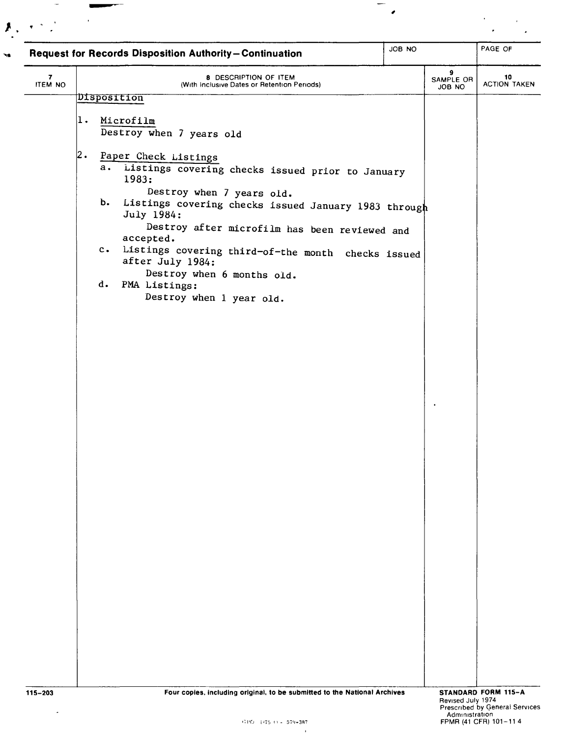## Request for Records Disposition Authority—Continuation

| JOB NO | PAGE OF |
|---|---|
| | |

| 7 ITEM NO | 8 DESCRIPTION OF ITEM (With Inclusive Dates or Retention Periods) | 9 SAMPLE OR JOB NO | 10 ACTION TAKEN |
|---|---|---|---|
| | Disposition | | |

Disposition

1. Microfilm
   Destroy when 7 years old

2. Paper Check Listings
   a. Listings covering checks issued prior to January 1983:
      Destroy when 7 years old.
   b. Listings covering checks issued January 1983 through July 1984:
      Destroy after microfilm has been reviewed and accepted.
   c. Listings covering third-of-the month checks issued after July 1984:
      Destroy when 6 months old.
   d. PMA Listings:
      Destroy when 1 year old.

115-203

Four copies, including original, to be submitted to the National Archives

STANDARD FORM 115-A
Revised July 1974
Prescribed by General Services Administration
FPMR (41 CFR) 101-11 4